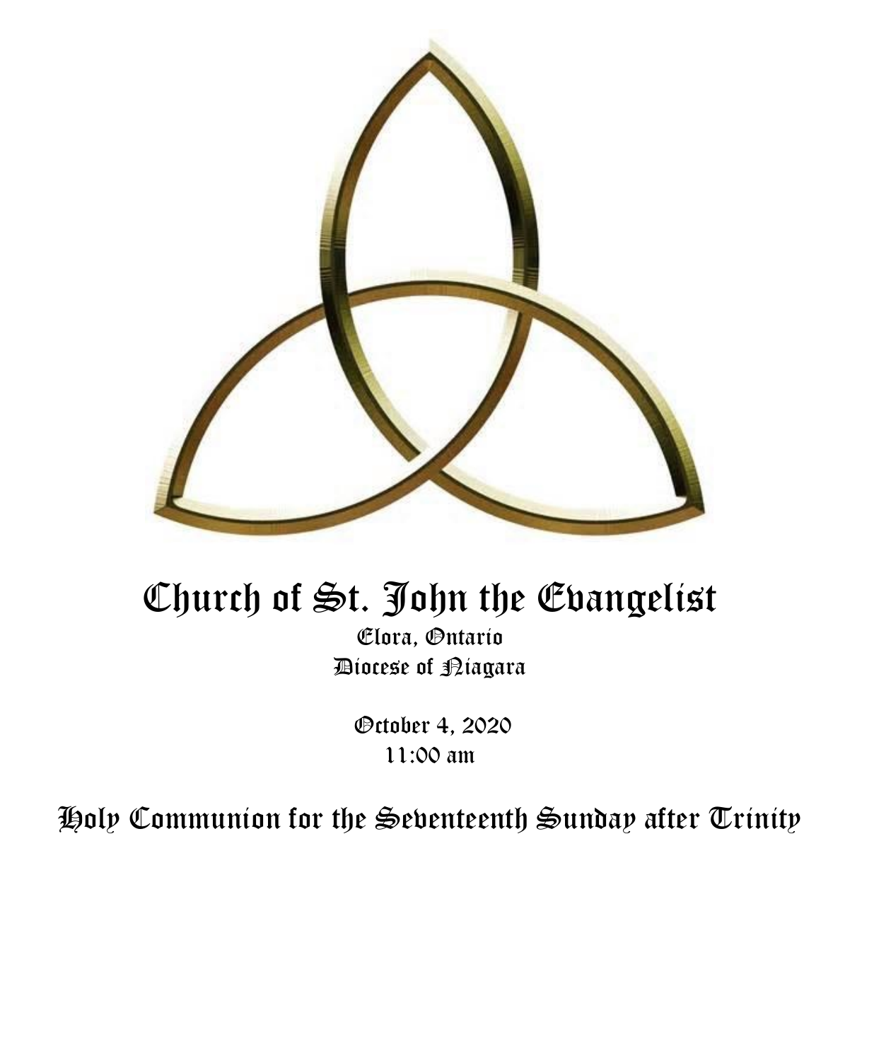# Church of St. John the Evangelist

Elora, Ontario
Diocese of Niagara

October 4, 2020
11:00 am

## Holy Communion for the Seventeenth Sunday after Trinity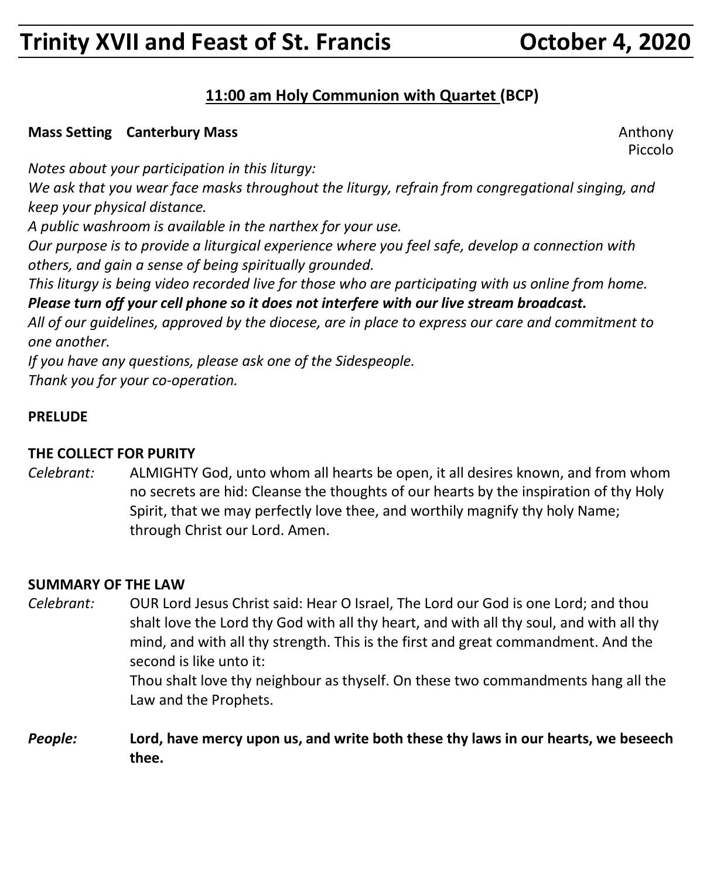# Trinity XVII and Feast of St. Francis October 4, 2020

## 11:00 am Holy Communion with Quartet (BCP)

**Mass Setting Canterbury Mass** Anthony Piccolo

*Notes about your participation in this liturgy:*
*We ask that you wear face masks throughout the liturgy, refrain from congregational singing, and keep your physical distance.*
*A public washroom is available in the narthex for your use.*
*Our purpose is to provide a liturgical experience where you feel safe, develop a connection with others, and gain a sense of being spiritually grounded.*
*This liturgy is being video recorded live for those who are participating with us online from home.*
***Please turn off your cell phone so it does not interfere with our live stream broadcast.***
*All of our guidelines, approved by the diocese, are in place to express our care and commitment to one another.*
*If you have any questions, please ask one of the Sidespeople.*
*Thank you for your co-operation.*

**PRELUDE**

**THE COLLECT FOR PURITY**

*Celebrant:* ALMIGHTY God, unto whom all hearts be open, it all desires known, and from whom no secrets are hid: Cleanse the thoughts of our hearts by the inspiration of thy Holy Spirit, that we may perfectly love thee, and worthily magnify thy holy Name; through Christ our Lord. Amen.

**SUMMARY OF THE LAW**

*Celebrant:* OUR Lord Jesus Christ said: Hear O Israel, The Lord our God is one Lord; and thou shalt love the Lord thy God with all thy heart, and with all thy soul, and with all thy mind, and with all thy strength. This is the first and great commandment. And the second is like unto it:
Thou shalt love thy neighbour as thyself. On these two commandments hang all the Law and the Prophets.

***People:*** **Lord, have mercy upon us, and write both these thy laws in our hearts, we beseech thee.**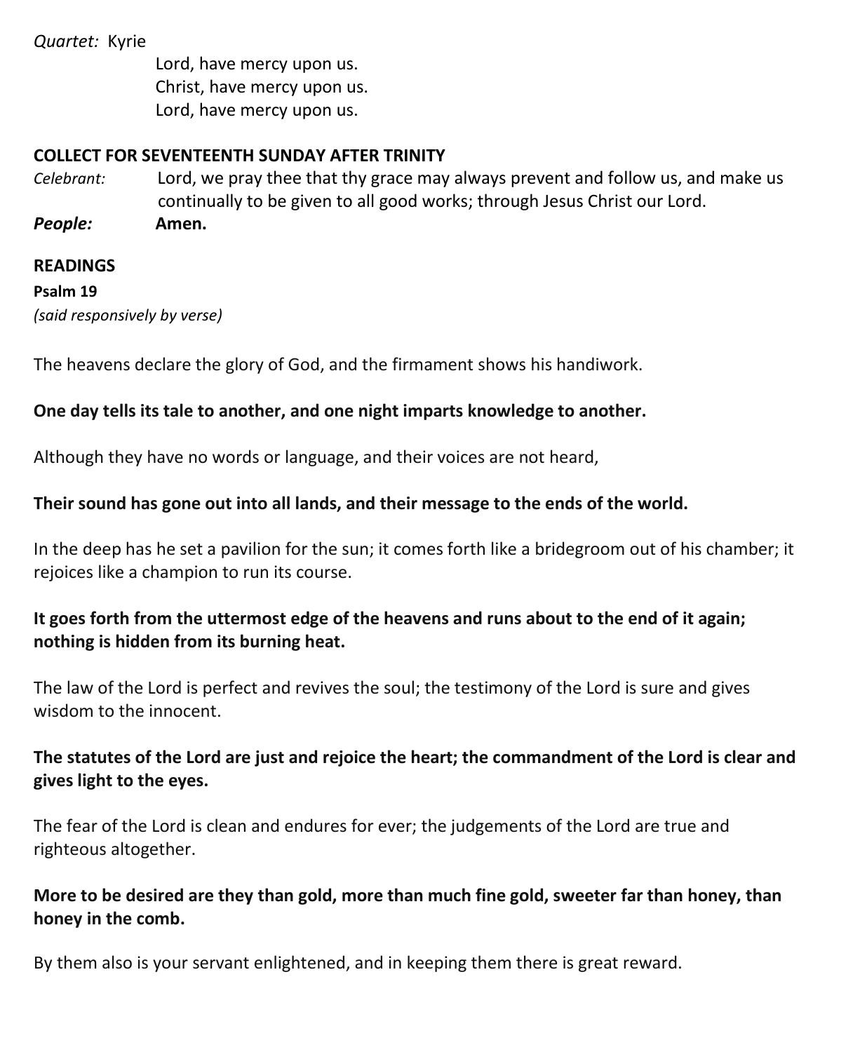*Quartet:* Kyrie

Lord, have mercy upon us.
Christ, have mercy upon us.
Lord, have mercy upon us.

**COLLECT FOR SEVENTEENTH SUNDAY AFTER TRINITY**

*Celebrant:* Lord, we pray thee that thy grace may always prevent and follow us, and make us continually to be given to all good works; through Jesus Christ our Lord.

***People:*** **Amen.**

**READINGS**

**Psalm 19**

*(said responsively by verse)*

The heavens declare the glory of God, and the firmament shows his handiwork.

**One day tells its tale to another, and one night imparts knowledge to another.**

Although they have no words or language, and their voices are not heard,

**Their sound has gone out into all lands, and their message to the ends of the world.**

In the deep has he set a pavilion for the sun; it comes forth like a bridegroom out of his chamber; it rejoices like a champion to run its course.

**It goes forth from the uttermost edge of the heavens and runs about to the end of it again; nothing is hidden from its burning heat.**

The law of the Lord is perfect and revives the soul; the testimony of the Lord is sure and gives wisdom to the innocent.

**The statutes of the Lord are just and rejoice the heart; the commandment of the Lord is clear and gives light to the eyes.**

The fear of the Lord is clean and endures for ever; the judgements of the Lord are true and righteous altogether.

**More to be desired are they than gold, more than much fine gold, sweeter far than honey, than honey in the comb.**

By them also is your servant enlightened, and in keeping them there is great reward.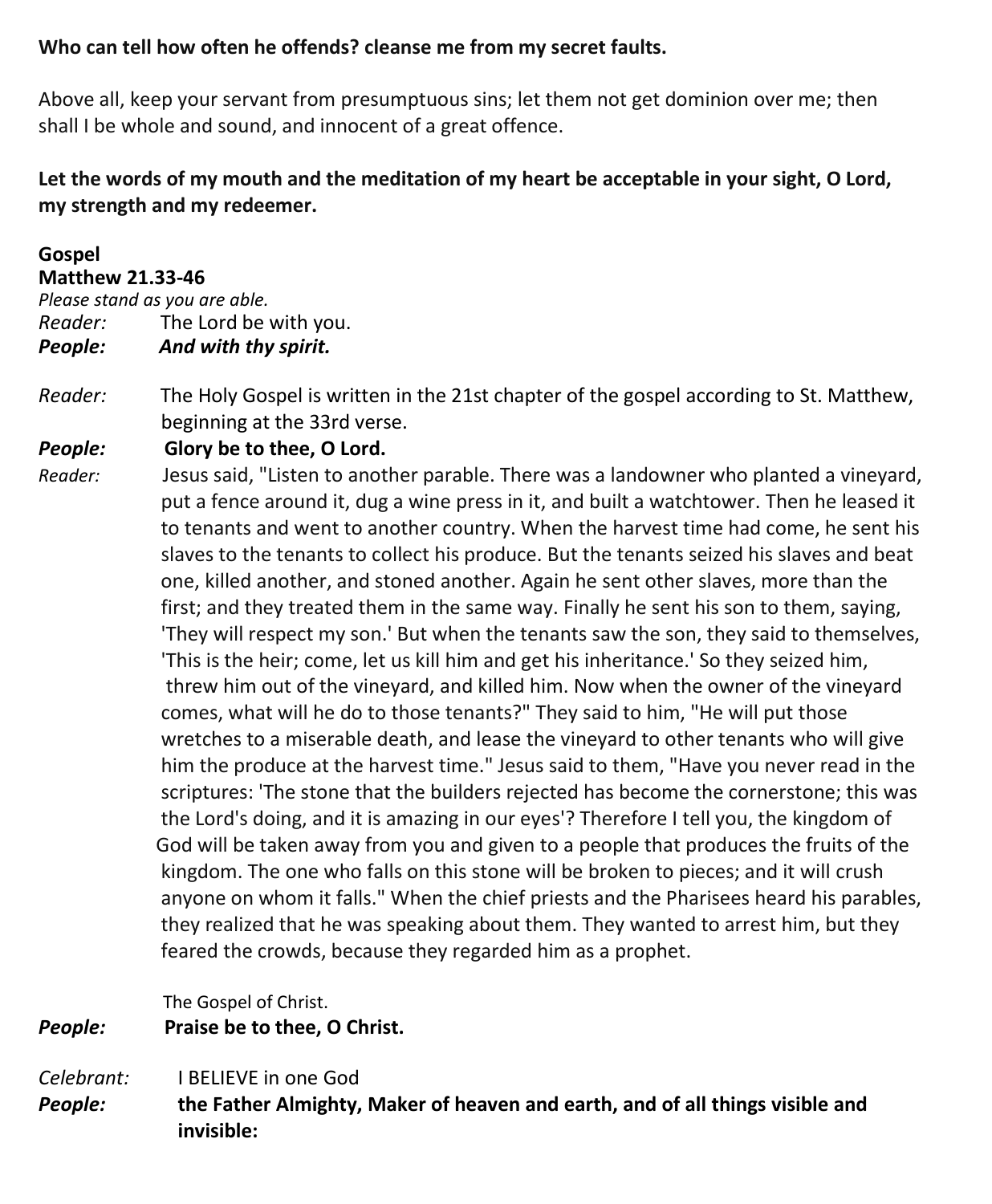**Who can tell how often he offends? cleanse me from my secret faults.**

Above all, keep your servant from presumptuous sins; let them not get dominion over me; then shall I be whole and sound, and innocent of a great offence.

**Let the words of my mouth and the meditation of my heart be acceptable in your sight, O Lord, my strength and my redeemer.**

**Gospel**
**Matthew 21.33-46**
*Please stand as you are able.*

*Reader:* The Lord be with you.
***People:*** ***And with thy spirit.***

*Reader:* The Holy Gospel is written in the 21st chapter of the gospel according to St. Matthew, beginning at the 33rd verse.
***People:*** **Glory be to thee, O Lord.**
*Reader:* Jesus said, "Listen to another parable. There was a landowner who planted a vineyard, put a fence around it, dug a wine press in it, and built a watchtower. Then he leased it to tenants and went to another country. When the harvest time had come, he sent his slaves to the tenants to collect his produce. But the tenants seized his slaves and beat one, killed another, and stoned another. Again he sent other slaves, more than the first; and they treated them in the same way. Finally he sent his son to them, saying, 'They will respect my son.' But when the tenants saw the son, they said to themselves, 'This is the heir; come, let us kill him and get his inheritance.' So they seized him, threw him out of the vineyard, and killed him. Now when the owner of the vineyard comes, what will he do to those tenants?" They said to him, "He will put those wretches to a miserable death, and lease the vineyard to other tenants who will give him the produce at the harvest time." Jesus said to them, "Have you never read in the scriptures: 'The stone that the builders rejected has become the cornerstone; this was the Lord's doing, and it is amazing in our eyes'? Therefore I tell you, the kingdom of God will be taken away from you and given to a people that produces the fruits of the kingdom. The one who falls on this stone will be broken to pieces; and it will crush anyone on whom it falls." When the chief priests and the Pharisees heard his parables, they realized that he was speaking about them. They wanted to arrest him, but they feared the crowds, because they regarded him as a prophet.

The Gospel of Christ.
***People:*** **Praise be to thee, O Christ.**

*Celebrant:* I BELIEVE in one God
***People:*** **the Father Almighty, Maker of heaven and earth, and of all things visible and invisible:**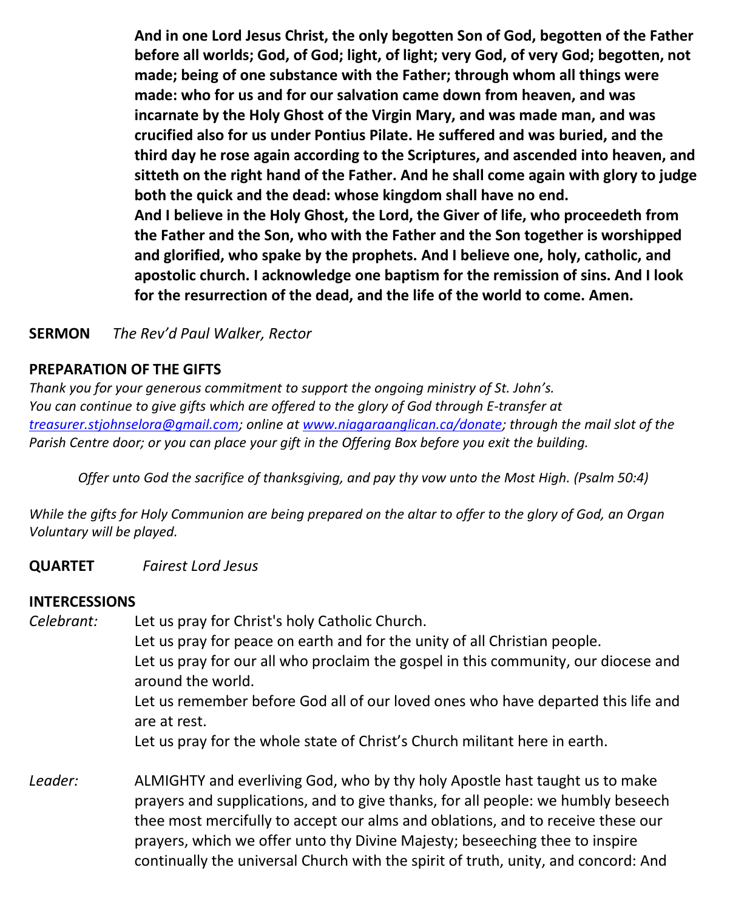**And in one Lord Jesus Christ, the only begotten Son of God, begotten of the Father before all worlds; God, of God; light, of light; very God, of very God; begotten, not made; being of one substance with the Father; through whom all things were made: who for us and for our salvation came down from heaven, and was incarnate by the Holy Ghost of the Virgin Mary, and was made man, and was crucified also for us under Pontius Pilate. He suffered and was buried, and the third day he rose again according to the Scriptures, and ascended into heaven, and sitteth on the right hand of the Father. And he shall come again with glory to judge both the quick and the dead: whose kingdom shall have no end.**
**And I believe in the Holy Ghost, the Lord, the Giver of life, who proceedeth from the Father and the Son, who with the Father and the Son together is worshipped and glorified, who spake by the prophets. And I believe one, holy, catholic, and apostolic church. I acknowledge one baptism for the remission of sins. And I look for the resurrection of the dead, and the life of the world to come. Amen.**

**SERMON** *The Rev'd Paul Walker, Rector*

**PREPARATION OF THE GIFTS**

*Thank you for your generous commitment to support the ongoing ministry of St. John's. You can continue to give gifts which are offered to the glory of God through E-transfer at treasurer.stjohnselora@gmail.com; online at www.niagaraanglican.ca/donate; through the mail slot of the Parish Centre door; or you can place your gift in the Offering Box before you exit the building.*

*Offer unto God the sacrifice of thanksgiving, and pay thy vow unto the Most High. (Psalm 50:4)*

*While the gifts for Holy Communion are being prepared on the altar to offer to the glory of God, an Organ Voluntary will be played.*

**QUARTET** *Fairest Lord Jesus*

**INTERCESSIONS**

*Celebrant:* Let us pray for Christ's holy Catholic Church.
Let us pray for peace on earth and for the unity of all Christian people.
Let us pray for our all who proclaim the gospel in this community, our diocese and around the world.
Let us remember before God all of our loved ones who have departed this life and are at rest.
Let us pray for the whole state of Christ's Church militant here in earth.

*Leader:* ALMIGHTY and everliving God, who by thy holy Apostle hast taught us to make prayers and supplications, and to give thanks, for all people: we humbly beseech thee most mercifully to accept our alms and oblations, and to receive these our prayers, which we offer unto thy Divine Majesty; beseeching thee to inspire continually the universal Church with the spirit of truth, unity, and concord: And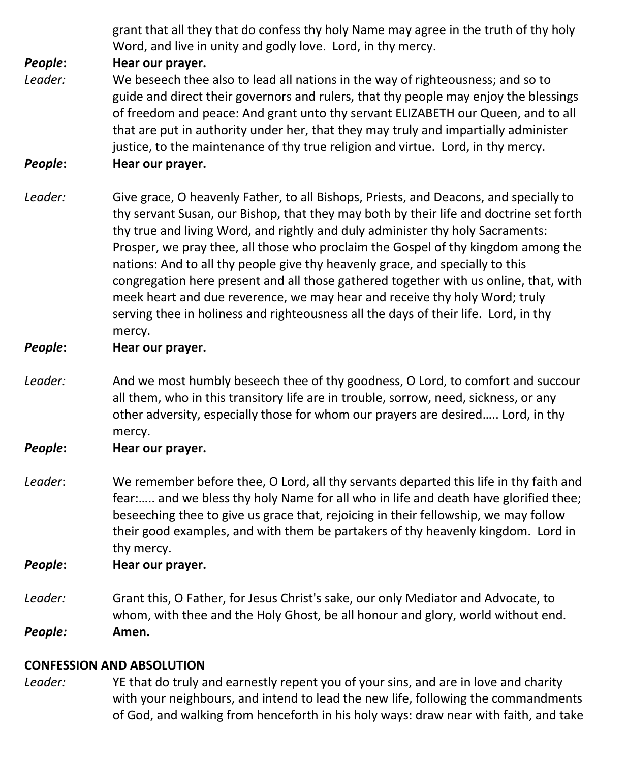grant that all they that do confess thy holy Name may agree in the truth of thy holy Word, and live in unity and godly love. Lord, in thy mercy.

***People*:** **Hear our prayer.**

*Leader:* We beseech thee also to lead all nations in the way of righteousness; and so to guide and direct their governors and rulers, that thy people may enjoy the blessings of freedom and peace: And grant unto thy servant ELIZABETH our Queen, and to all that are put in authority under her, that they may truly and impartially administer justice, to the maintenance of thy true religion and virtue. Lord, in thy mercy.

***People*:** **Hear our prayer.**

*Leader:* Give grace, O heavenly Father, to all Bishops, Priests, and Deacons, and specially to thy servant Susan, our Bishop, that they may both by their life and doctrine set forth thy true and living Word, and rightly and duly administer thy holy Sacraments: Prosper, we pray thee, all those who proclaim the Gospel of thy kingdom among the nations: And to all thy people give thy heavenly grace, and specially to this congregation here present and all those gathered together with us online, that, with meek heart and due reverence, we may hear and receive thy holy Word; truly serving thee in holiness and righteousness all the days of their life. Lord, in thy mercy.

***People*:** **Hear our prayer.**

*Leader:* And we most humbly beseech thee of thy goodness, O Lord, to comfort and succour all them, who in this transitory life are in trouble, sorrow, need, sickness, or any other adversity, especially those for whom our prayers are desired….. Lord, in thy mercy.

***People*:** **Hear our prayer.**

*Leader*: We remember before thee, O Lord, all thy servants departed this life in thy faith and fear:….. and we bless thy holy Name for all who in life and death have glorified thee; beseeching thee to give us grace that, rejoicing in their fellowship, we may follow their good examples, and with them be partakers of thy heavenly kingdom. Lord in thy mercy.

***People*:** **Hear our prayer.**

*Leader:* Grant this, O Father, for Jesus Christ's sake, our only Mediator and Advocate, to whom, with thee and the Holy Ghost, be all honour and glory, world without end.

***People:*** **Amen.**

**CONFESSION AND ABSOLUTION**

*Leader:* YE that do truly and earnestly repent you of your sins, and are in love and charity with your neighbours, and intend to lead the new life, following the commandments of God, and walking from henceforth in his holy ways: draw near with faith, and take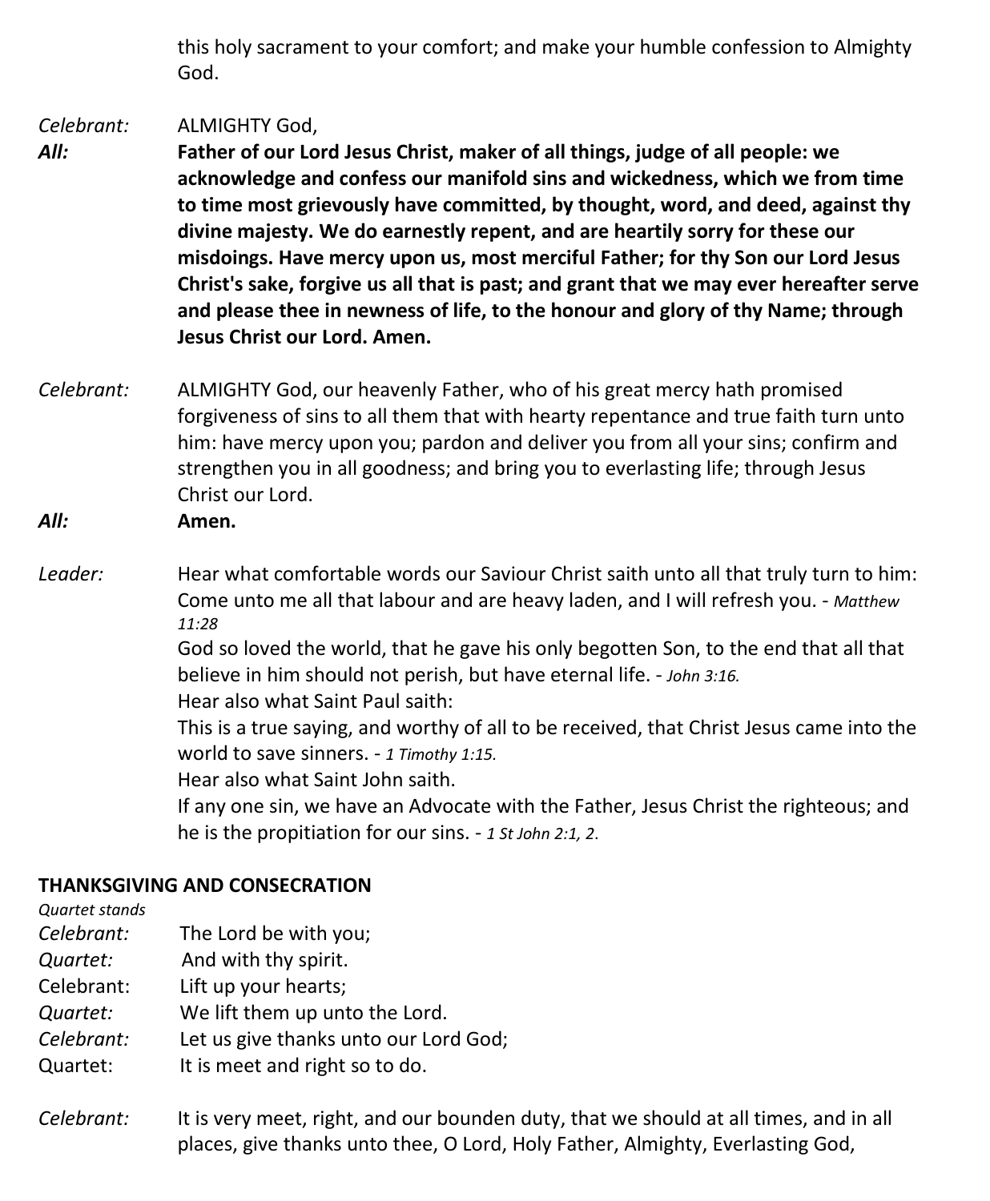this holy sacrament to your comfort; and make your humble confession to Almighty God.

*Celebrant:* ALMIGHTY God,

***All:*** **Father of our Lord Jesus Christ, maker of all things, judge of all people: we acknowledge and confess our manifold sins and wickedness, which we from time to time most grievously have committed, by thought, word, and deed, against thy divine majesty. We do earnestly repent, and are heartily sorry for these our misdoings. Have mercy upon us, most merciful Father; for thy Son our Lord Jesus Christ's sake, forgive us all that is past; and grant that we may ever hereafter serve and please thee in newness of life, to the honour and glory of thy Name; through Jesus Christ our Lord. Amen.**

*Celebrant:* ALMIGHTY God, our heavenly Father, who of his great mercy hath promised forgiveness of sins to all them that with hearty repentance and true faith turn unto him: have mercy upon you; pardon and deliver you from all your sins; confirm and strengthen you in all goodness; and bring you to everlasting life; through Jesus Christ our Lord.

***All:*** **Amen.**

*Leader:* Hear what comfortable words our Saviour Christ saith unto all that truly turn to him:
Come unto me all that labour and are heavy laden, and I will refresh you. - *Matthew 11:28*
God so loved the world, that he gave his only begotten Son, to the end that all that believe in him should not perish, but have eternal life. - *John 3:16.*
Hear also what Saint Paul saith:
This is a true saying, and worthy of all to be received, that Christ Jesus came into the world to save sinners. - *1 Timothy 1:15.*
Hear also what Saint John saith.
If any one sin, we have an Advocate with the Father, Jesus Christ the righteous; and he is the propitiation for our sins. - *1 St John 2:1, 2.*

**THANKSGIVING AND CONSECRATION**

*Quartet stands*

*Celebrant:* The Lord be with you;
*Quartet:* And with thy spirit.
Celebrant: Lift up your hearts;
*Quartet:* We lift them up unto the Lord.
*Celebrant:* Let us give thanks unto our Lord God;
Quartet: It is meet and right so to do.

*Celebrant:* It is very meet, right, and our bounden duty, that we should at all times, and in all places, give thanks unto thee, O Lord, Holy Father, Almighty, Everlasting God,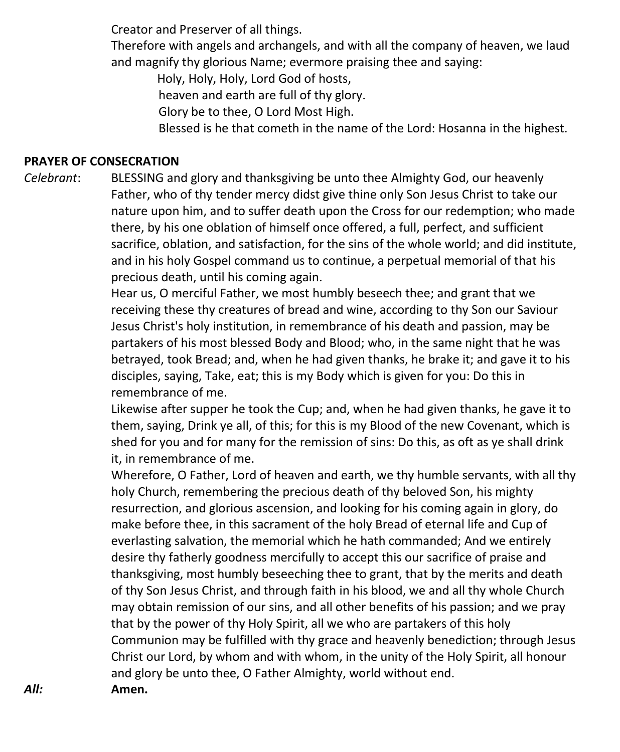Creator and Preserver of all things.
Therefore with angels and archangels, and with all the company of heaven, we laud and magnify thy glorious Name; evermore praising thee and saying:

Holy, Holy, Holy, Lord God of hosts,
heaven and earth are full of thy glory.
Glory be to thee, O Lord Most High.
Blessed is he that cometh in the name of the Lord: Hosanna in the highest.

**PRAYER OF CONSECRATION**

*Celebrant*: BLESSING and glory and thanksgiving be unto thee Almighty God, our heavenly Father, who of thy tender mercy didst give thine only Son Jesus Christ to take our nature upon him, and to suffer death upon the Cross for our redemption; who made there, by his one oblation of himself once offered, a full, perfect, and sufficient sacrifice, oblation, and satisfaction, for the sins of the whole world; and did institute, and in his holy Gospel command us to continue, a perpetual memorial of that his precious death, until his coming again.

Hear us, O merciful Father, we most humbly beseech thee; and grant that we receiving these thy creatures of bread and wine, according to thy Son our Saviour Jesus Christ's holy institution, in remembrance of his death and passion, may be partakers of his most blessed Body and Blood; who, in the same night that he was betrayed, took Bread; and, when he had given thanks, he brake it; and gave it to his disciples, saying, Take, eat; this is my Body which is given for you: Do this in remembrance of me.

Likewise after supper he took the Cup; and, when he had given thanks, he gave it to them, saying, Drink ye all, of this; for this is my Blood of the new Covenant, which is shed for you and for many for the remission of sins: Do this, as oft as ye shall drink it, in remembrance of me.

Wherefore, O Father, Lord of heaven and earth, we thy humble servants, with all thy holy Church, remembering the precious death of thy beloved Son, his mighty resurrection, and glorious ascension, and looking for his coming again in glory, do make before thee, in this sacrament of the holy Bread of eternal life and Cup of everlasting salvation, the memorial which he hath commanded; And we entirely desire thy fatherly goodness mercifully to accept this our sacrifice of praise and thanksgiving, most humbly beseeching thee to grant, that by the merits and death of thy Son Jesus Christ, and through faith in his blood, we and all thy whole Church may obtain remission of our sins, and all other benefits of his passion; and we pray that by the power of thy Holy Spirit, all we who are partakers of this holy Communion may be fulfilled with thy grace and heavenly benediction; through Jesus Christ our Lord, by whom and with whom, in the unity of the Holy Spirit, all honour and glory be unto thee, O Father Almighty, world without end.

***All:*** **Amen.**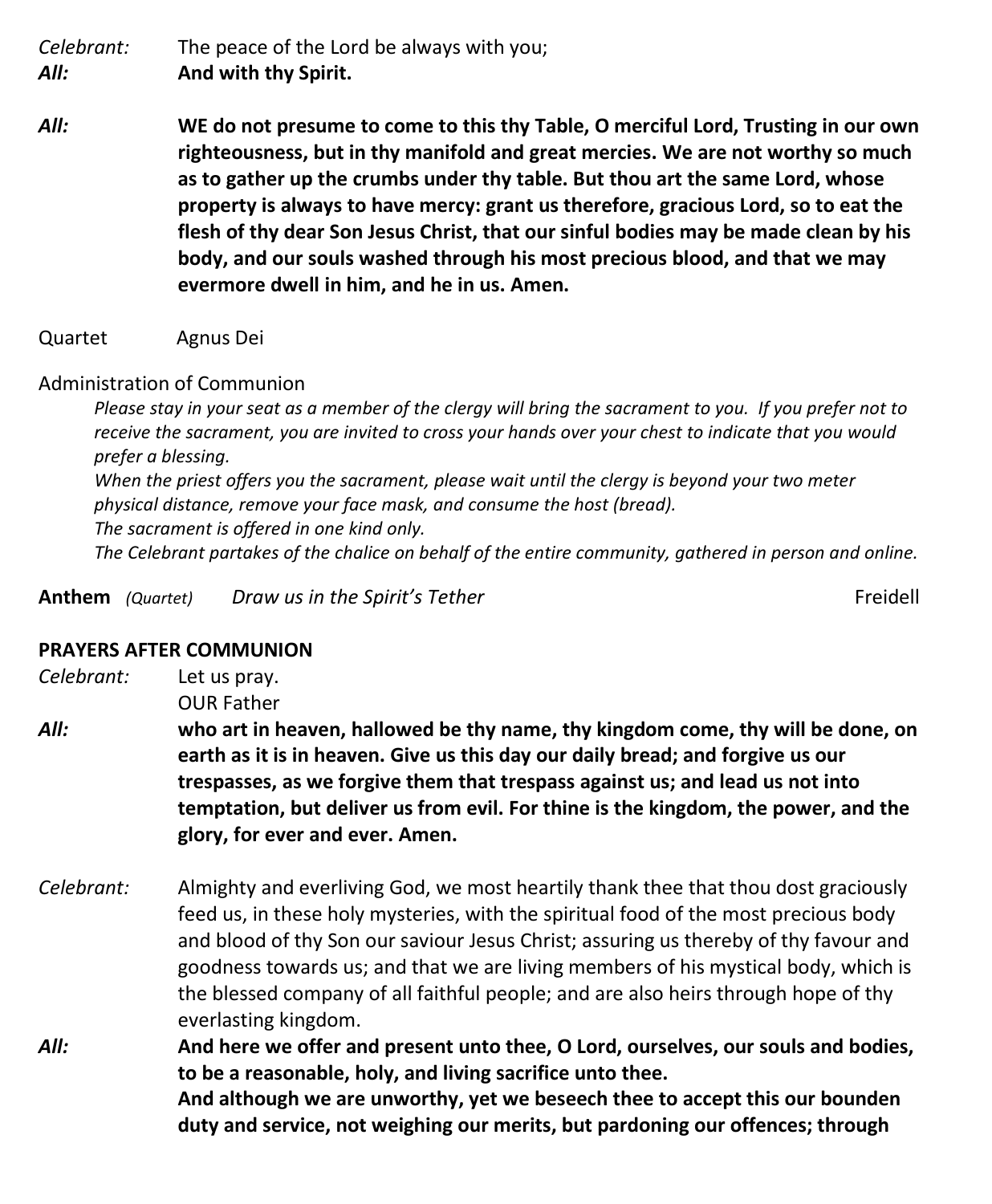*Celebrant:* The peace of the Lord be always with you;
***All:*** **And with thy Spirit.**

***All:*** **WE do not presume to come to this thy Table, O merciful Lord, Trusting in our own righteousness, but in thy manifold and great mercies. We are not worthy so much as to gather up the crumbs under thy table. But thou art the same Lord, whose property is always to have mercy: grant us therefore, gracious Lord, so to eat the flesh of thy dear Son Jesus Christ, that our sinful bodies may be made clean by his body, and our souls washed through his most precious blood, and that we may evermore dwell in him, and he in us. Amen.**

Quartet Agnus Dei

Administration of Communion

*Please stay in your seat as a member of the clergy will bring the sacrament to you. If you prefer not to receive the sacrament, you are invited to cross your hands over your chest to indicate that you would prefer a blessing.*
*When the priest offers you the sacrament, please wait until the clergy is beyond your two meter physical distance, remove your face mask, and consume the host (bread).*
*The sacrament is offered in one kind only.*
*The Celebrant partakes of the chalice on behalf of the entire community, gathered in person and online.*

**Anthem** *(Quartet)* *Draw us in the Spirit's Tether* Freidell

**PRAYERS AFTER COMMUNION**

*Celebrant:* Let us pray.
OUR Father
***All:*** **who art in heaven, hallowed be thy name, thy kingdom come, thy will be done, on earth as it is in heaven. Give us this day our daily bread; and forgive us our trespasses, as we forgive them that trespass against us; and lead us not into temptation, but deliver us from evil. For thine is the kingdom, the power, and the glory, for ever and ever. Amen.**

*Celebrant:* Almighty and everliving God, we most heartily thank thee that thou dost graciously feed us, in these holy mysteries, with the spiritual food of the most precious body and blood of thy Son our saviour Jesus Christ; assuring us thereby of thy favour and goodness towards us; and that we are living members of his mystical body, which is the blessed company of all faithful people; and are also heirs through hope of thy everlasting kingdom.
***All:*** **And here we offer and present unto thee, O Lord, ourselves, our souls and bodies, to be a reasonable, holy, and living sacrifice unto thee.**
**And although we are unworthy, yet we beseech thee to accept this our bounden duty and service, not weighing our merits, but pardoning our offences; through**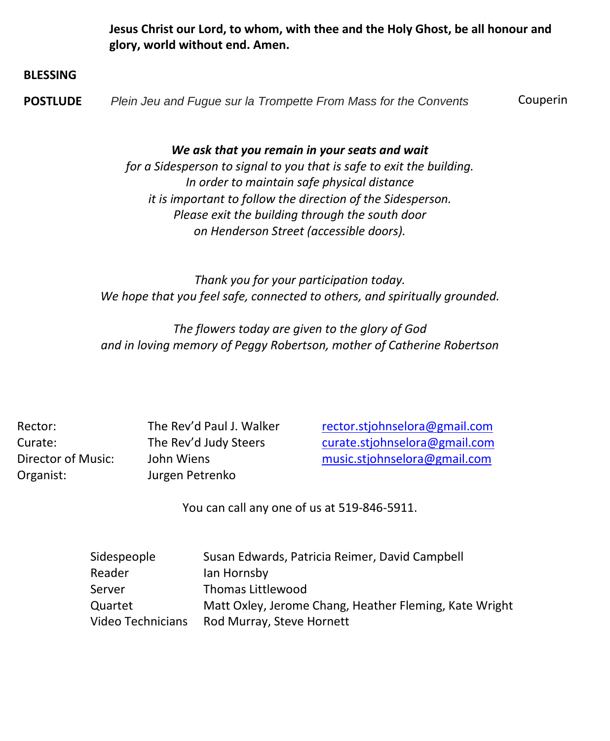**Jesus Christ our Lord, to whom, with thee and the Holy Ghost, be all honour and glory, world without end. Amen.**

**BLESSING**

**POSTLUDE** *Plein Jeu and Fugue sur la Trompette From Mass for the Convents* Couperin

***We ask that you remain in your seats and wait***
*for a Sidesperson to signal to you that is safe to exit the building.*
*In order to maintain safe physical distance*
*it is important to follow the direction of the Sidesperson.*
*Please exit the building through the south door*
*on Henderson Street (accessible doors).*

*Thank you for your participation today.*
*We hope that you feel safe, connected to others, and spiritually grounded.*

*The flowers today are given to the glory of God*
*and in loving memory of Peggy Robertson, mother of Catherine Robertson*

| | | |
|---|---|---|
| Rector: | The Rev'd Paul J. Walker | rector.stjohnselora@gmail.com |
| Curate: | The Rev'd Judy Steers | curate.stjohnselora@gmail.com |
| Director of Music: | John Wiens | music.stjohnselora@gmail.com |
| Organist: | Jurgen Petrenko | |

You can call any one of us at 519-846-5911.

| | |
|---|---|
| Sidespeople | Susan Edwards, Patricia Reimer, David Campbell |
| Reader | Ian Hornsby |
| Server | Thomas Littlewood |
| Quartet | Matt Oxley, Jerome Chang, Heather Fleming, Kate Wright |
| Video Technicians | Rod Murray, Steve Hornett |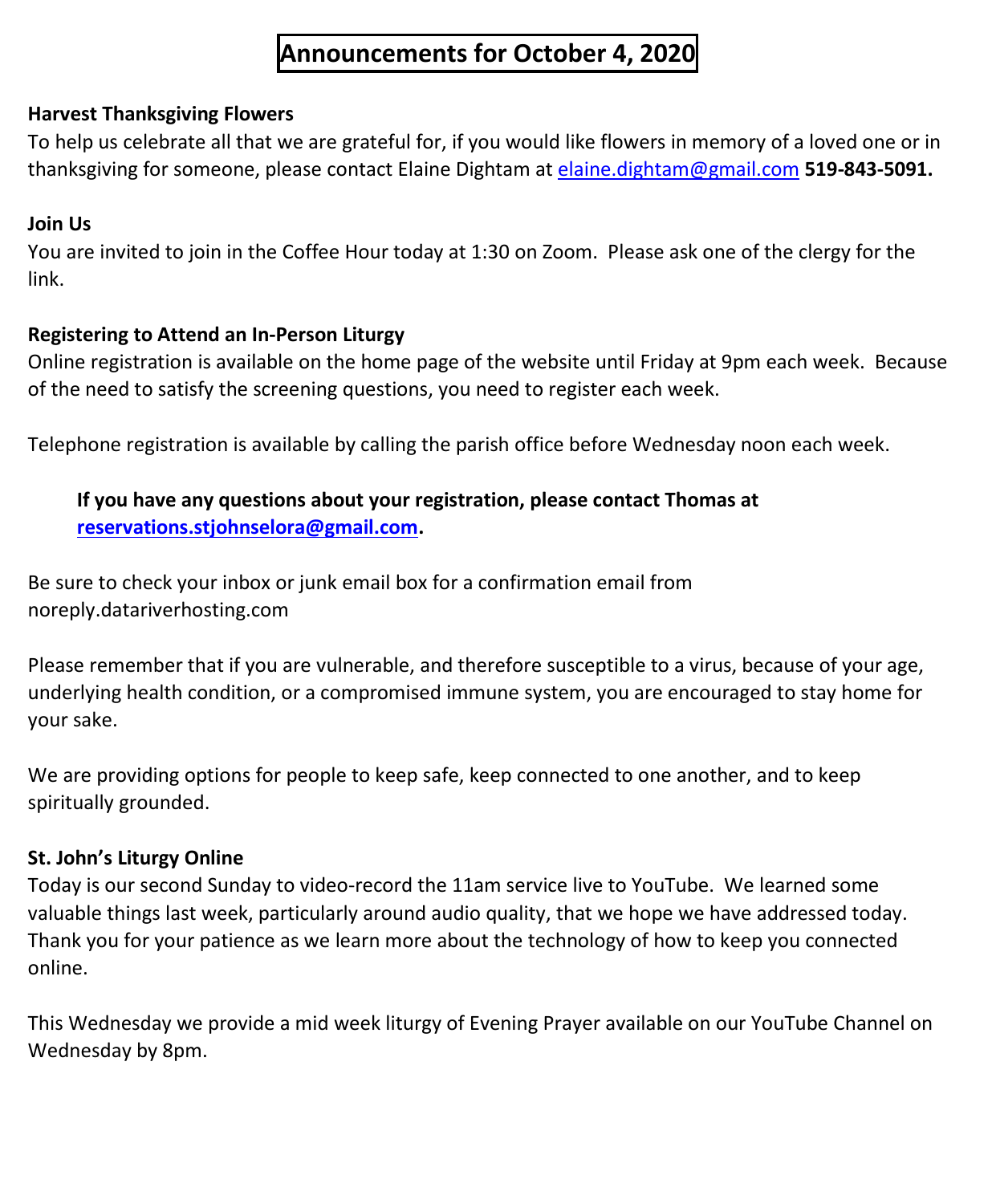# Announcements for October 4, 2020

**Harvest Thanksgiving Flowers**

To help us celebrate all that we are grateful for, if you would like flowers in memory of a loved one or in thanksgiving for someone, please contact Elaine Dightam at elaine.dightam@gmail.com **519-843-5091.**

**Join Us**

You are invited to join in the Coffee Hour today at 1:30 on Zoom.  Please ask one of the clergy for the link.

**Registering to Attend an In-Person Liturgy**

Online registration is available on the home page of the website until Friday at 9pm each week.  Because of the need to satisfy the screening questions, you need to register each week.

Telephone registration is available by calling the parish office before Wednesday noon each week.

> **If you have any questions about your registration, please contact Thomas at reservations.stjohnselora@gmail.com.**

Be sure to check your inbox or junk email box for a confirmation email from noreply.datariverhosting.com

Please remember that if you are vulnerable, and therefore susceptible to a virus, because of your age, underlying health condition, or a compromised immune system, you are encouraged to stay home for your sake.

We are providing options for people to keep safe, keep connected to one another, and to keep spiritually grounded.

**St. John's Liturgy Online**

Today is our second Sunday to video-record the 11am service live to YouTube.  We learned some valuable things last week, particularly around audio quality, that we hope we have addressed today. Thank you for your patience as we learn more about the technology of how to keep you connected online.

This Wednesday we provide a mid week liturgy of Evening Prayer available on our YouTube Channel on Wednesday by 8pm.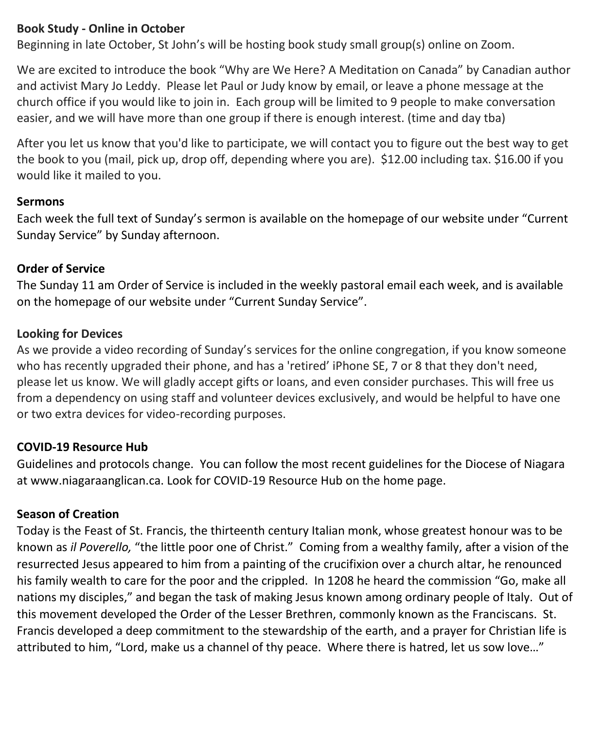**Book Study - Online in October**
Beginning in late October, St John's will be hosting book study small group(s) online on Zoom.

We are excited to introduce the book "Why are We Here? A Meditation on Canada" by Canadian author and activist Mary Jo Leddy. Please let Paul or Judy know by email, or leave a phone message at the church office if you would like to join in. Each group will be limited to 9 people to make conversation easier, and we will have more than one group if there is enough interest. (time and day tba)

After you let us know that you'd like to participate, we will contact you to figure out the best way to get the book to you (mail, pick up, drop off, depending where you are). $12.00 including tax. $16.00 if you would like it mailed to you.

**Sermons**
Each week the full text of Sunday's sermon is available on the homepage of our website under "Current Sunday Service" by Sunday afternoon.

**Order of Service**
The Sunday 11 am Order of Service is included in the weekly pastoral email each week, and is available on the homepage of our website under "Current Sunday Service".

**Looking for Devices**
As we provide a video recording of Sunday's services for the online congregation, if you know someone who has recently upgraded their phone, and has a 'retired' iPhone SE, 7 or 8 that they don't need, please let us know. We will gladly accept gifts or loans, and even consider purchases. This will free us from a dependency on using staff and volunteer devices exclusively, and would be helpful to have one or two extra devices for video-recording purposes.

**COVID-19 Resource Hub**
Guidelines and protocols change. You can follow the most recent guidelines for the Diocese of Niagara at www.niagaraanglican.ca. Look for COVID-19 Resource Hub on the home page.

**Season of Creation**
Today is the Feast of St. Francis, the thirteenth century Italian monk, whose greatest honour was to be known as *il Poverello,* "the little poor one of Christ." Coming from a wealthy family, after a vision of the resurrected Jesus appeared to him from a painting of the crucifixion over a church altar, he renounced his family wealth to care for the poor and the crippled. In 1208 he heard the commission "Go, make all nations my disciples," and began the task of making Jesus known among ordinary people of Italy. Out of this movement developed the Order of the Lesser Brethren, commonly known as the Franciscans. St. Francis developed a deep commitment to the stewardship of the earth, and a prayer for Christian life is attributed to him, "Lord, make us a channel of thy peace. Where there is hatred, let us sow love…"